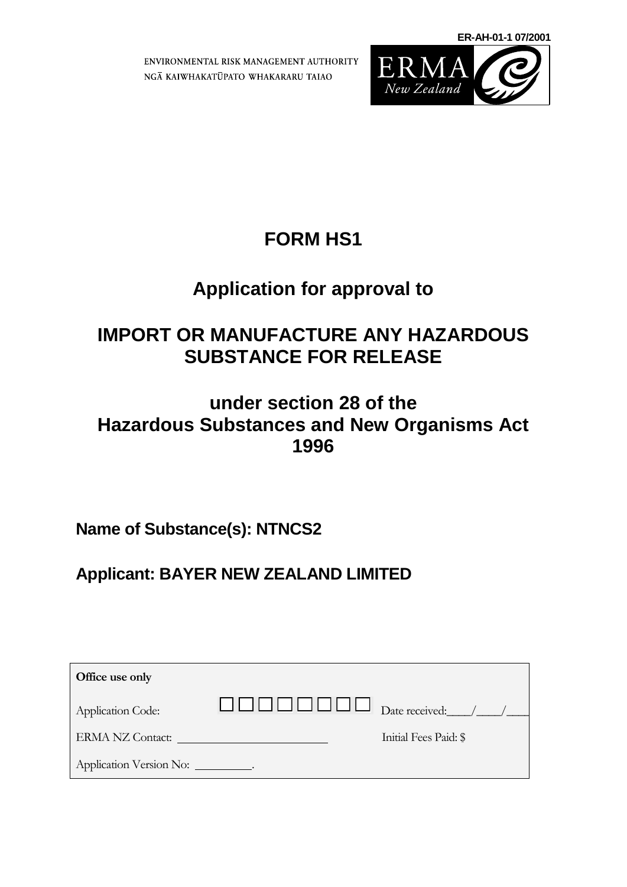ER-AH-01-1 07/2001

ENVIRONMENTAL RISK MANAGEMENT AUTHORITY
NGĀ KAIWHAKATŪPATO WHAKARARU TAIAO

ERMA New Zealand

# FORM HS1

## Application for approval to

## IMPORT OR MANUFACTURE ANY HAZARDOUS SUBSTANCE FOR RELEASE

## under section 28 of the Hazardous Substances and New Organisms Act 1996

**Name of Substance(s): NTNCS2**

**Applicant: BAYER NEW ZEALAND LIMITED**

| **Office use only** | | |
|---|---|---|
| Application Code: | □□□□□□□□□ | Date received:\_\_\_\_/\_\_\_\_/\_\_\_\_ |
| ERMA NZ Contact: \_\_\_\_\_\_\_\_\_\_\_\_\_\_\_\_\_\_\_\_\_\_\_\_ | | Initial Fees Paid: $ |
| Application Version No: \_\_\_\_\_\_\_\_\_\_. | | |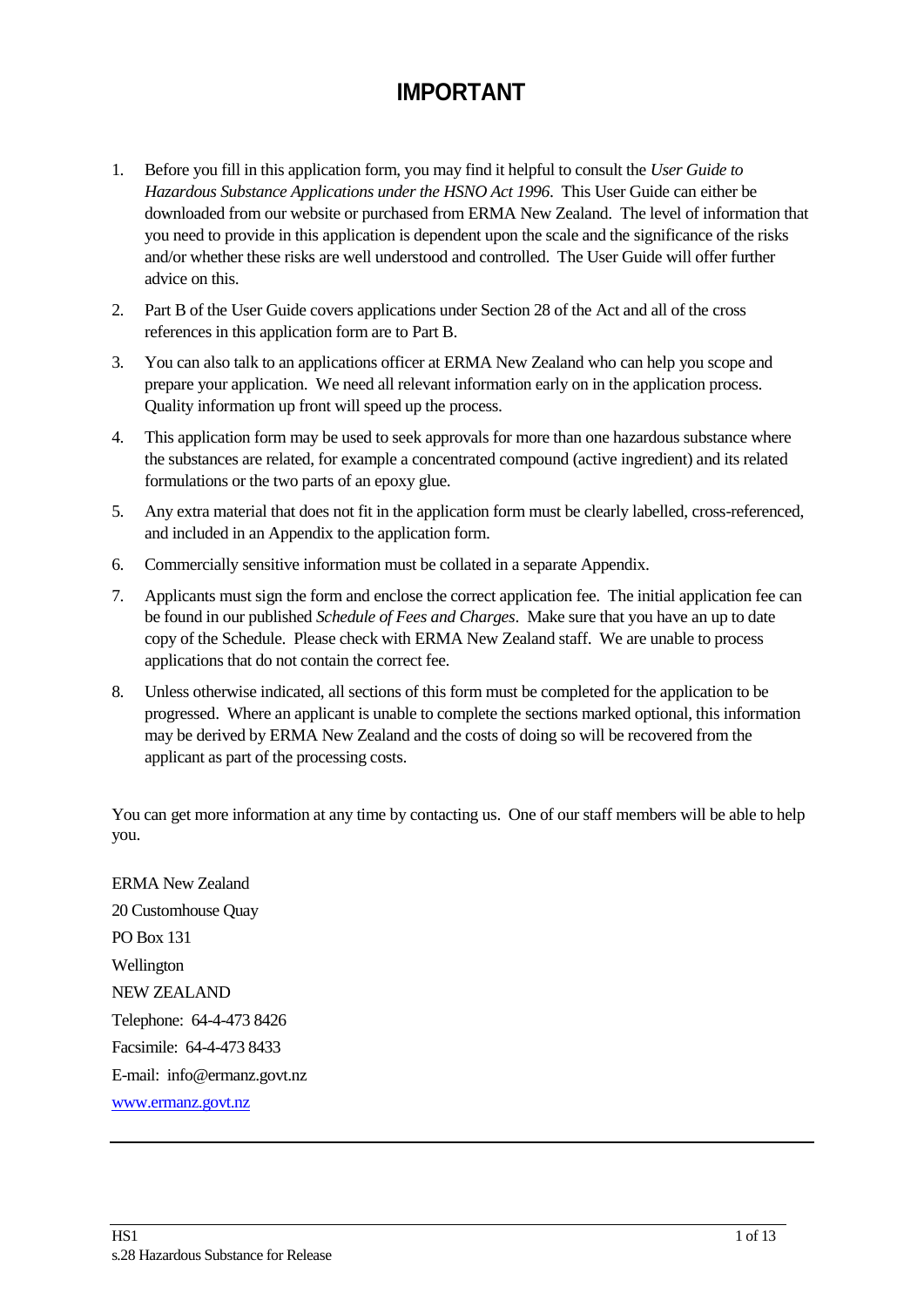# IMPORTANT

1. Before you fill in this application form, you may find it helpful to consult the *User Guide to Hazardous Substance Applications under the HSNO Act 1996*. This User Guide can either be downloaded from our website or purchased from ERMA New Zealand. The level of information that you need to provide in this application is dependent upon the scale and the significance of the risks and/or whether these risks are well understood and controlled. The User Guide will offer further advice on this.

2. Part B of the User Guide covers applications under Section 28 of the Act and all of the cross references in this application form are to Part B.

3. You can also talk to an applications officer at ERMA New Zealand who can help you scope and prepare your application. We need all relevant information early on in the application process. Quality information up front will speed up the process.

4. This application form may be used to seek approvals for more than one hazardous substance where the substances are related, for example a concentrated compound (active ingredient) and its related formulations or the two parts of an epoxy glue.

5. Any extra material that does not fit in the application form must be clearly labelled, cross-referenced, and included in an Appendix to the application form.

6. Commercially sensitive information must be collated in a separate Appendix.

7. Applicants must sign the form and enclose the correct application fee. The initial application fee can be found in our published *Schedule of Fees and Charges*. Make sure that you have an up to date copy of the Schedule. Please check with ERMA New Zealand staff. We are unable to process applications that do not contain the correct fee.

8. Unless otherwise indicated, all sections of this form must be completed for the application to be progressed. Where an applicant is unable to complete the sections marked optional, this information may be derived by ERMA New Zealand and the costs of doing so will be recovered from the applicant as part of the processing costs.

You can get more information at any time by contacting us. One of our staff members will be able to help you.

ERMA New Zealand
20 Customhouse Quay
PO Box 131
Wellington
NEW ZEALAND
Telephone: 64-4-473 8426
Facsimile: 64-4-473 8433
E-mail: info@ermanz.govt.nz
www.ermanz.govt.nz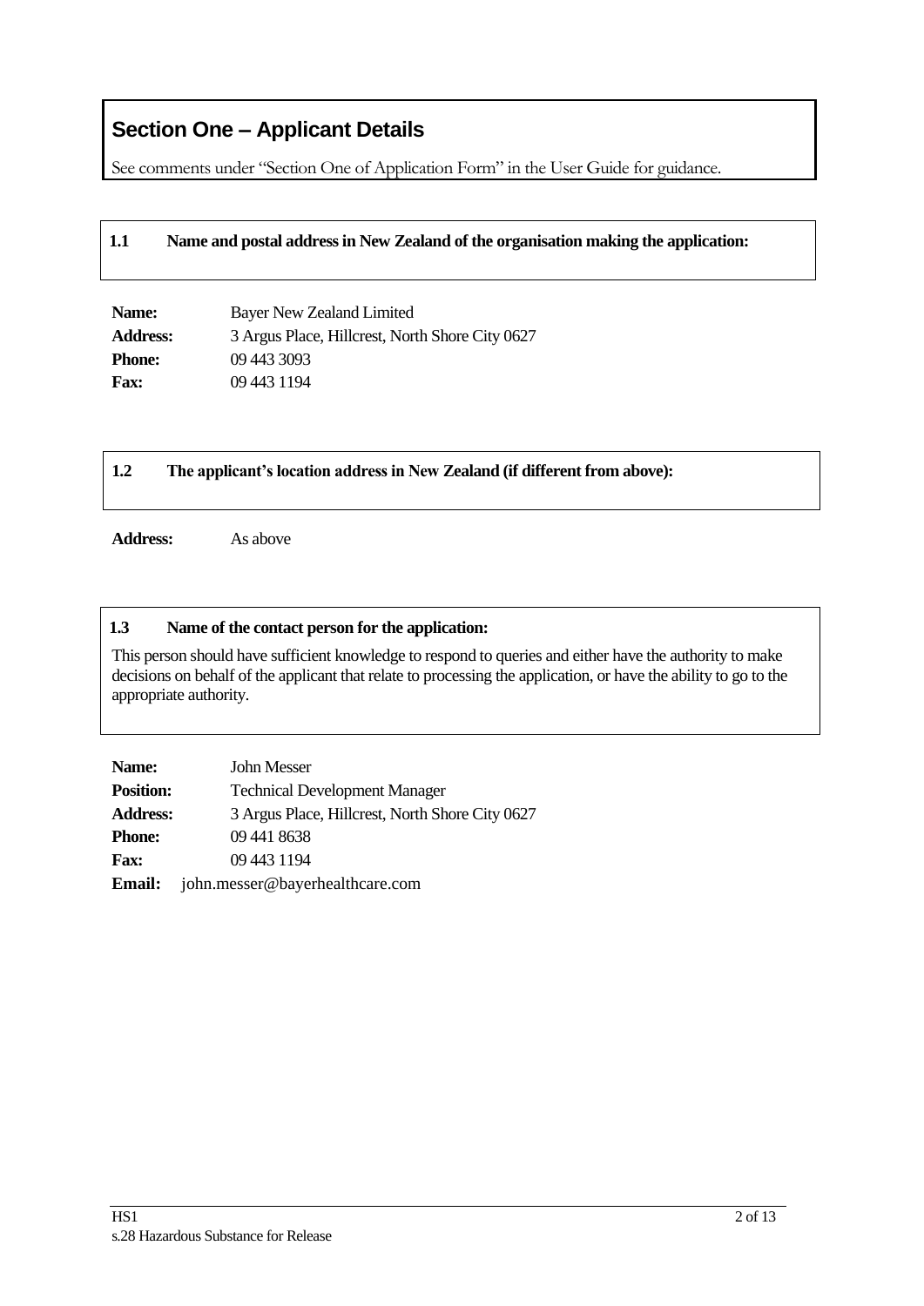## Section One – Applicant Details

See comments under "Section One of Application Form" in the User Guide for guidance.

### 1.1 Name and postal address in New Zealand of the organisation making the application:

**Name:** Bayer New Zealand Limited
**Address:** 3 Argus Place, Hillcrest, North Shore City 0627
**Phone:** 09 443 3093
**Fax:** 09 443 1194

### 1.2 The applicant's location address in New Zealand (if different from above):

**Address:** As above

### 1.3 Name of the contact person for the application:

This person should have sufficient knowledge to respond to queries and either have the authority to make decisions on behalf of the applicant that relate to processing the application, or have the ability to go to the appropriate authority.

**Name:** John Messer
**Position:** Technical Development Manager
**Address:** 3 Argus Place, Hillcrest, North Shore City 0627
**Phone:** 09 441 8638
**Fax:** 09 443 1194
**Email:** john.messer@bayerhealthcare.com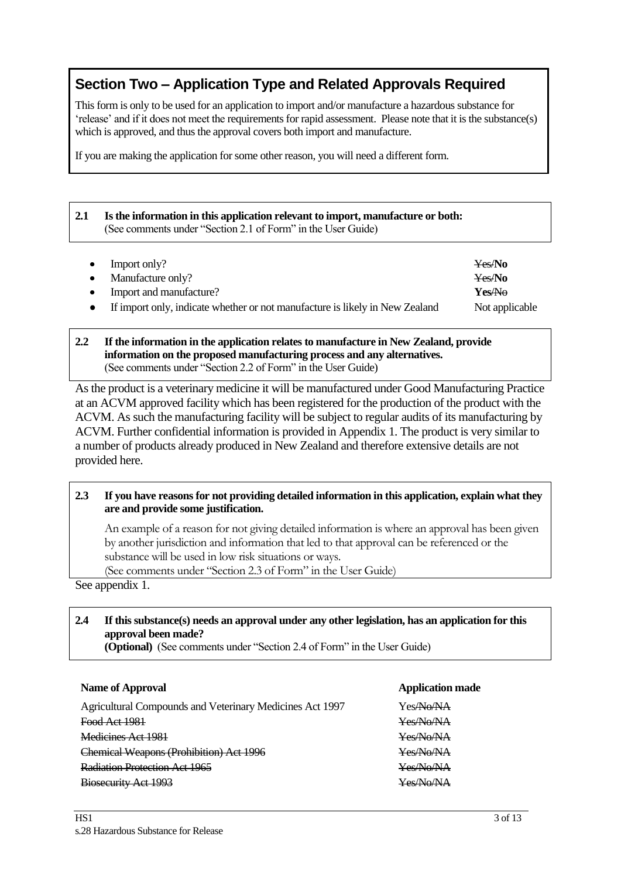## Section Two – Application Type and Related Approvals Required

This form is only to be used for an application to import and/or manufacture a hazardous substance for 'release' and if it does not meet the requirements for rapid assessment. Please note that it is the substance(s) which is approved, and thus the approval covers both import and manufacture.

If you are making the application for some other reason, you will need a different form.

**2.1 Is the information in this application relevant to import, manufacture or both:**
(See comments under "Section 2.1 of Form" in the User Guide)

| | |
|---|---|
| • Import only? | ~~Yes~~/**No** |
| • Manufacture only? | ~~Yes~~/**No** |
| • Import and manufacture? | **Yes**/~~No~~ |
| • If import only, indicate whether or not manufacture is likely in New Zealand | Not applicable |

**2.2 If the information in the application relates to manufacture in New Zealand, provide information on the proposed manufacturing process and any alternatives.**
(See comments under "Section 2.2 of Form" in the User Guide)

As the product is a veterinary medicine it will be manufactured under Good Manufacturing Practice at an ACVM approved facility which has been registered for the production of the product with the ACVM. As such the manufacturing facility will be subject to regular audits of its manufacturing by ACVM. Further confidential information is provided in Appendix 1. The product is very similar to a number of products already produced in New Zealand and therefore extensive details are not provided here.

**2.3 If you have reasons for not providing detailed information in this application, explain what they are and provide some justification.**

An example of a reason for not giving detailed information is where an approval has been given by another jurisdiction and information that led to that approval can be referenced or the substance will be used in low risk situations or ways.
(See comments under "Section 2.3 of Form" in the User Guide)

See appendix 1.

**2.4 If this substance(s) needs an approval under any other legislation, has an application for this approval been made?**
**(Optional)** (See comments under "Section 2.4 of Form" in the User Guide)

| Name of Approval | Application made |
|---|---|
| Agricultural Compounds and Veterinary Medicines Act 1997 | Yes/~~No/NA~~ |
| ~~Food Act 1981~~ | ~~Yes/No/NA~~ |
| ~~Medicines Act 1981~~ | ~~Yes/No/NA~~ |
| ~~Chemical Weapons (Prohibition) Act 1996~~ | ~~Yes/No/NA~~ |
| ~~Radiation Protection Act 1965~~ | ~~Yes/No/NA~~ |
| ~~Biosecurity Act 1993~~ | ~~Yes/No/NA~~ |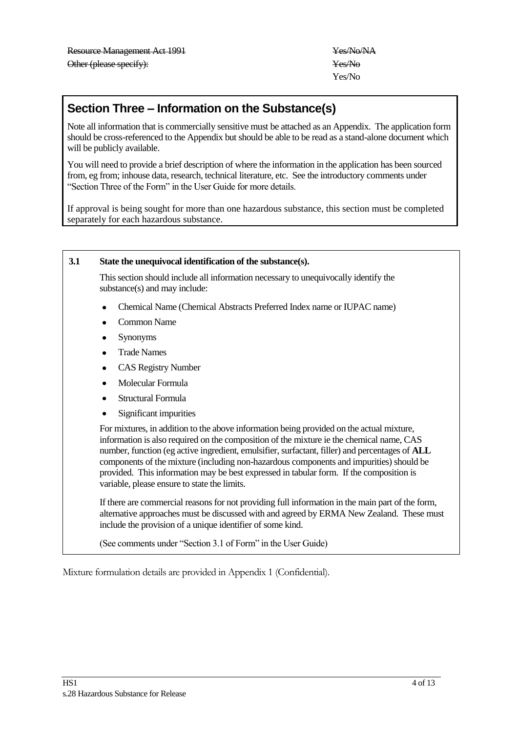~~Resource Management Act 1991~~ ~~Yes/No/NA~~

~~Other (please specify):~~ ~~Yes/No~~

Yes/No

## Section Three – Information on the Substance(s)

Note all information that is commercially sensitive must be attached as an Appendix. The application form should be cross-referenced to the Appendix but should be able to be read as a stand-alone document which will be publicly available.

You will need to provide a brief description of where the information in the application has been sourced from, eg from; inhouse data, research, technical literature, etc. See the introductory comments under "Section Three of the Form" in the User Guide for more details.

If approval is being sought for more than one hazardous substance, this section must be completed separately for each hazardous substance.

### 3.1 State the unequivocal identification of the substance(s).

This section should include all information necessary to unequivocally identify the substance(s) and may include:

- Chemical Name (Chemical Abstracts Preferred Index name or IUPAC name)
- Common Name
- Synonyms
- Trade Names
- CAS Registry Number
- Molecular Formula
- Structural Formula
- Significant impurities

For mixtures, in addition to the above information being provided on the actual mixture, information is also required on the composition of the mixture ie the chemical name, CAS number, function (eg active ingredient, emulsifier, surfactant, filler) and percentages of **ALL** components of the mixture (including non-hazardous components and impurities) should be provided. This information may be best expressed in tabular form. If the composition is variable, please ensure to state the limits.

If there are commercial reasons for not providing full information in the main part of the form, alternative approaches must be discussed with and agreed by ERMA New Zealand. These must include the provision of a unique identifier of some kind.

(See comments under "Section 3.1 of Form" in the User Guide)

Mixture formulation details are provided in Appendix 1 (Confidential).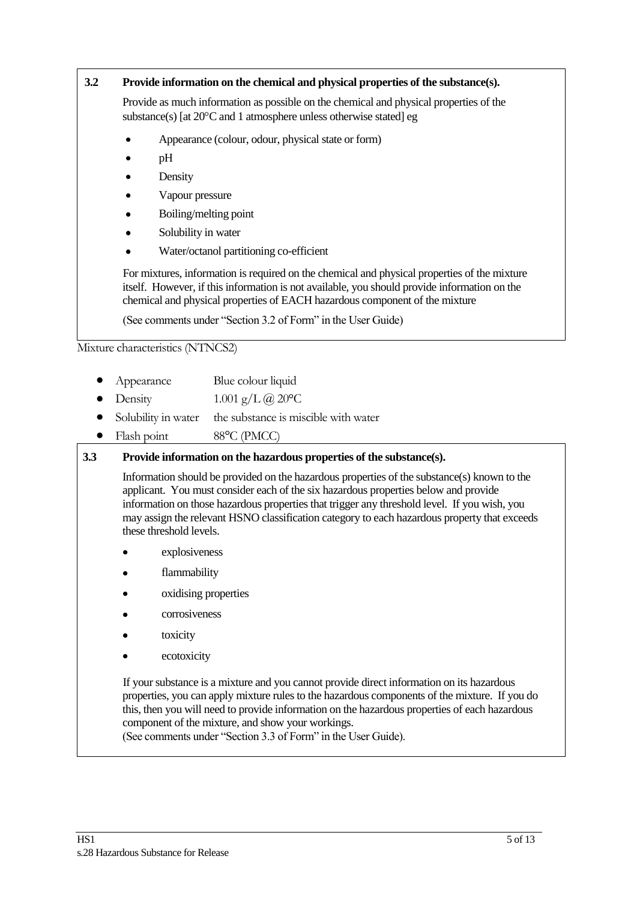**3.2 Provide information on the chemical and physical properties of the substance(s).**

Provide as much information as possible on the chemical and physical properties of the substance(s) [at 20°C and 1 atmosphere unless otherwise stated] eg

- Appearance (colour, odour, physical state or form)
- pH
- Density
- Vapour pressure
- Boiling/melting point
- Solubility in water
- Water/octanol partitioning co-efficient

For mixtures, information is required on the chemical and physical properties of the mixture itself. However, if this information is not available, you should provide information on the chemical and physical properties of EACH hazardous component of the mixture

(See comments under "Section 3.2 of Form" in the User Guide)

Mixture characteristics (NTNCS2)

- Appearance Blue colour liquid
- Density 1.001 g/L @ 20°C
- Solubility in water the substance is miscible with water
- Flash point 88°C (PMCC)

**3.3 Provide information on the hazardous properties of the substance(s).**

Information should be provided on the hazardous properties of the substance(s) known to the applicant. You must consider each of the six hazardous properties below and provide information on those hazardous properties that trigger any threshold level. If you wish, you may assign the relevant HSNO classification category to each hazardous property that exceeds these threshold levels.

- explosiveness
- flammability
- oxidising properties
- corrosiveness
- toxicity
- ecotoxicity

If your substance is a mixture and you cannot provide direct information on its hazardous properties, you can apply mixture rules to the hazardous components of the mixture. If you do this, then you will need to provide information on the hazardous properties of each hazardous component of the mixture, and show your workings.
(See comments under "Section 3.3 of Form" in the User Guide).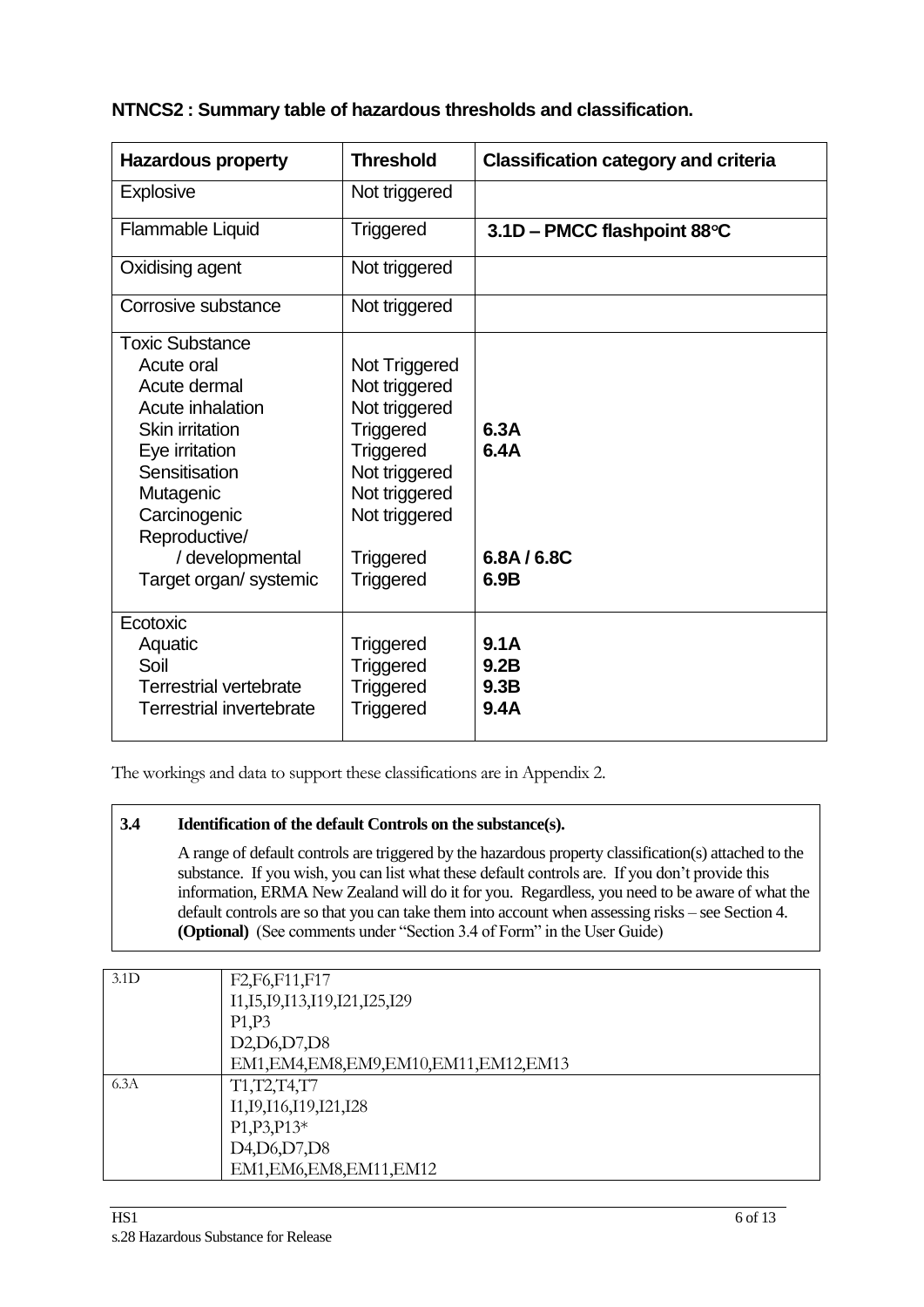**NTNCS2 : Summary table of hazardous thresholds and classification.**

| Hazardous property | Threshold | Classification category and criteria |
|---|---|---|
| Explosive | Not triggered | |
| Flammable Liquid | Triggered | **3.1D – PMCC flashpoint 88°C** |
| Oxidising agent | Not triggered | |
| Corrosive substance | Not triggered | |
| Toxic Substance | | |
| Acute oral | Not Triggered | |
| Acute dermal | Not triggered | |
| Acute inhalation | Not triggered | |
| Skin irritation | Triggered | **6.3A** |
| Eye irritation | Triggered | **6.4A** |
| Sensitisation | Not triggered | |
| Mutagenic | Not triggered | |
| Carcinogenic | Not triggered | |
| Reproductive/ / developmental | Triggered | **6.8A / 6.8C** |
| Target organ/ systemic | Triggered | **6.9B** |
| Ecotoxic | | |
| Aquatic | Triggered | **9.1A** |
| Soil | Triggered | **9.2B** |
| Terrestrial vertebrate | Triggered | **9.3B** |
| Terrestrial invertebrate | Triggered | **9.4A** |

The workings and data to support these classifications are in Appendix 2.

**3.4 Identification of the default Controls on the substance(s).**

A range of default controls are triggered by the hazardous property classification(s) attached to the substance. If you wish, you can list what these default controls are. If you don't provide this information, ERMA New Zealand will do it for you. Regardless, you need to be aware of what the default controls are so that you can take them into account when assessing risks – see Section 4. **(Optional)** (See comments under "Section 3.4 of Form" in the User Guide)

| | |
|---|---|
| 3.1D | F2,F6,F11,F17<br>I1,I5,I9,I13,I19,I21,I25,I29<br>P1,P3<br>D2,D6,D7,D8<br>EM1,EM4,EM8,EM9,EM10,EM11,EM12,EM13 |
| 6.3A | T1,T2,T4,T7<br>I1,I9,I16,I19,I21,I28<br>P1,P3,P13*<br>D4,D6,D7,D8<br>EM1,EM6,EM8,EM11,EM12 |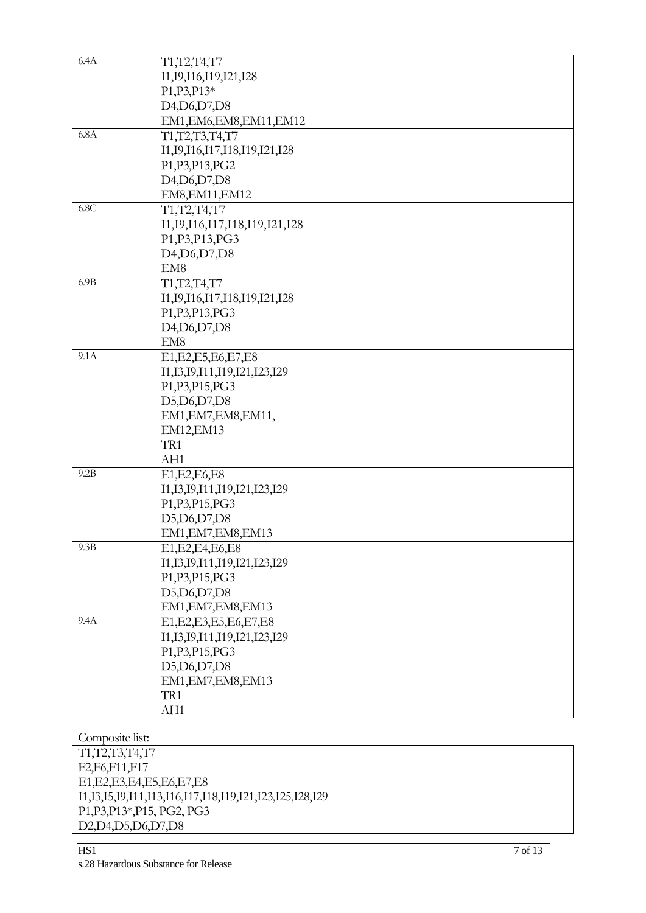| | |
|---|---|
| 6.4A | T1,T2,T4,T7<br>I1,I9,I16,I19,I21,I28<br>P1,P3,P13*<br>D4,D6,D7,D8<br>EM1,EM6,EM8,EM11,EM12 |
| 6.8A | T1,T2,T3,T4,T7<br>I1,I9,I16,I17,I18,I19,I21,I28<br>P1,P3,P13,PG2<br>D4,D6,D7,D8<br>EM8,EM11,EM12 |
| 6.8C | T1,T2,T4,T7<br>I1,I9,I16,I17,I18,I19,I21,I28<br>P1,P3,P13,PG3<br>D4,D6,D7,D8<br>EM8 |
| 6.9B | T1,T2,T4,T7<br>I1,I9,I16,I17,I18,I19,I21,I28<br>P1,P3,P13,PG3<br>D4,D6,D7,D8<br>EM8 |
| 9.1A | E1,E2,E5,E6,E7,E8<br>I1,I3,I9,I11,I19,I21,I23,I29<br>P1,P3,P15,PG3<br>D5,D6,D7,D8<br>EM1,EM7,EM8,EM11,<br>EM12,EM13<br>TR1<br>AH1 |
| 9.2B | E1,E2,E6,E8<br>I1,I3,I9,I11,I19,I21,I23,I29<br>P1,P3,P15,PG3<br>D5,D6,D7,D8<br>EM1,EM7,EM8,EM13 |
| 9.3B | E1,E2,E4,E6,E8<br>I1,I3,I9,I11,I19,I21,I23,I29<br>P1,P3,P15,PG3<br>D5,D6,D7,D8<br>EM1,EM7,EM8,EM13 |
| 9.4A | E1,E2,E3,E5,E6,E7,E8<br>I1,I3,I9,I11,I19,I21,I23,I29<br>P1,P3,P15,PG3<br>D5,D6,D7,D8<br>EM1,EM7,EM8,EM13<br>TR1<br>AH1 |

Composite list:

| |
|---|
| T1,T2,T3,T4,T7<br>F2,F6,F11,F17<br>E1,E2,E3,E4,E5,E6,E7,E8<br>I1,I3,I5,I9,I11,I13,I16,I17,I18,I19,I21,I23,I25,I28,I29<br>P1,P3,P13*,P15, PG2, PG3<br>D2,D4,D5,D6,D7,D8 |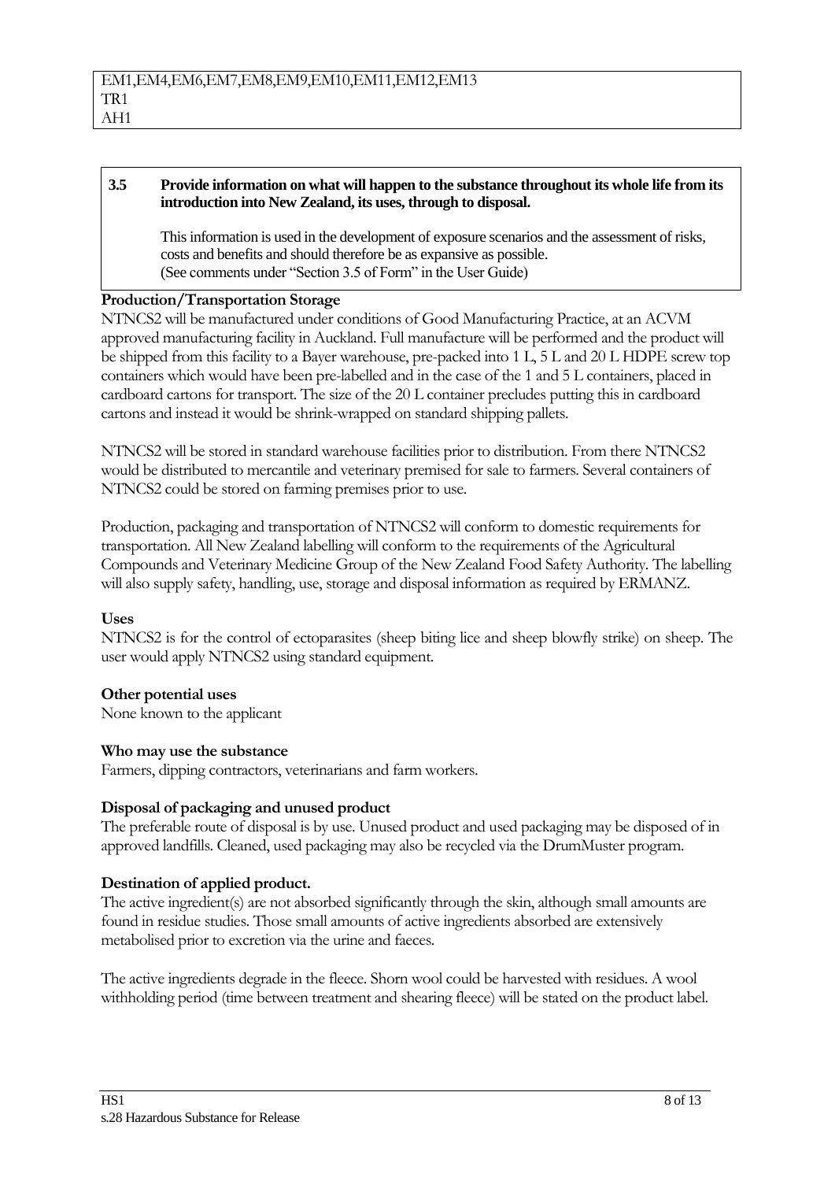EM1,EM4,EM6,EM7,EM8,EM9,EM10,EM11,EM12,EM13
TR1
AH1

**3.5 Provide information on what will happen to the substance throughout its whole life from its introduction into New Zealand, its uses, through to disposal.**

This information is used in the development of exposure scenarios and the assessment of risks, costs and benefits and should therefore be as expansive as possible.
(See comments under "Section 3.5 of Form" in the User Guide)

**Production/Transportation Storage**

NTNCS2 will be manufactured under conditions of Good Manufacturing Practice, at an ACVM approved manufacturing facility in Auckland. Full manufacture will be performed and the product will be shipped from this facility to a Bayer warehouse, pre-packed into 1 L, 5 L and 20 L HDPE screw top containers which would have been pre-labelled and in the case of the 1 and 5 L containers, placed in cardboard cartons for transport. The size of the 20 L container precludes putting this in cardboard cartons and instead it would be shrink-wrapped on standard shipping pallets.

NTNCS2 will be stored in standard warehouse facilities prior to distribution. From there NTNCS2 would be distributed to mercantile and veterinary premised for sale to farmers. Several containers of NTNCS2 could be stored on farming premises prior to use.

Production, packaging and transportation of NTNCS2 will conform to domestic requirements for transportation. All New Zealand labelling will conform to the requirements of the Agricultural Compounds and Veterinary Medicine Group of the New Zealand Food Safety Authority. The labelling will also supply safety, handling, use, storage and disposal information as required by ERMANZ.

**Uses**

NTNCS2 is for the control of ectoparasites (sheep biting lice and sheep blowfly strike) on sheep. The user would apply NTNCS2 using standard equipment.

**Other potential uses**

None known to the applicant

**Who may use the substance**

Farmers, dipping contractors, veterinarians and farm workers.

**Disposal of packaging and unused product**

The preferable route of disposal is by use. Unused product and used packaging may be disposed of in approved landfills. Cleaned, used packaging may also be recycled via the DrumMuster program.

**Destination of applied product.**

The active ingredient(s) are not absorbed significantly through the skin, although small amounts are found in residue studies. Those small amounts of active ingredients absorbed are extensively metabolised prior to excretion via the urine and faeces.

The active ingredients degrade in the fleece. Shorn wool could be harvested with residues. A wool withholding period (time between treatment and shearing fleece) will be stated on the product label.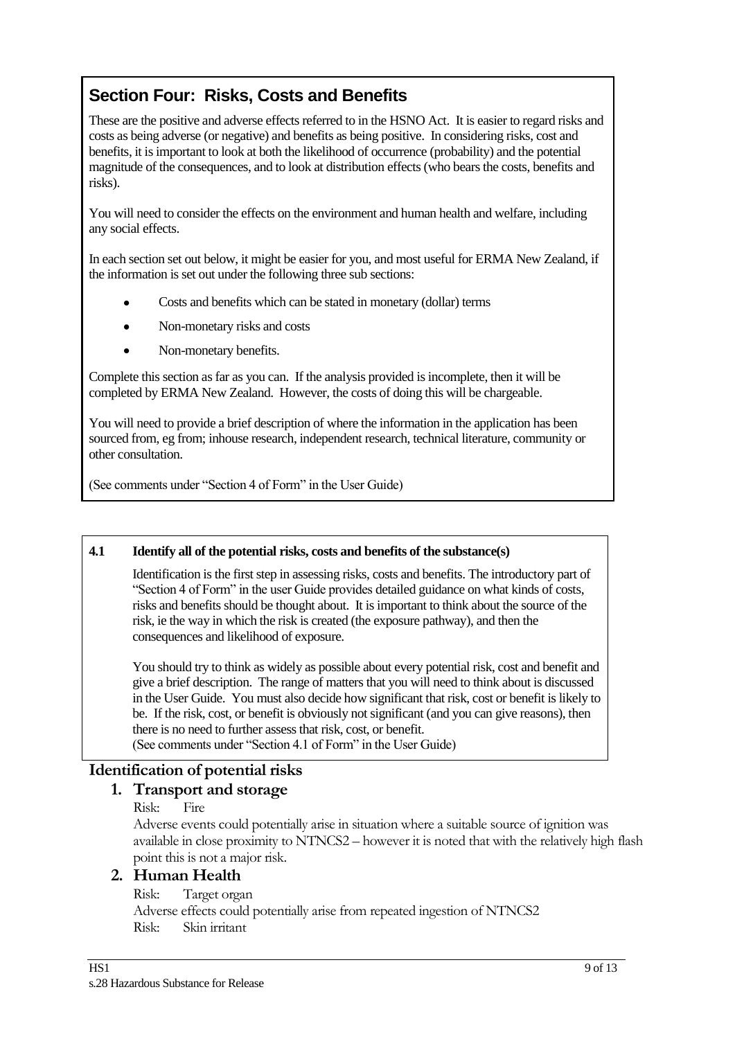## Section Four: Risks, Costs and Benefits

These are the positive and adverse effects referred to in the HSNO Act. It is easier to regard risks and costs as being adverse (or negative) and benefits as being positive. In considering risks, cost and benefits, it is important to look at both the likelihood of occurrence (probability) and the potential magnitude of the consequences, and to look at distribution effects (who bears the costs, benefits and risks).

You will need to consider the effects on the environment and human health and welfare, including any social effects.

In each section set out below, it might be easier for you, and most useful for ERMA New Zealand, if the information is set out under the following three sub sections:

- Costs and benefits which can be stated in monetary (dollar) terms
- Non-monetary risks and costs
- Non-monetary benefits.

Complete this section as far as you can. If the analysis provided is incomplete, then it will be completed by ERMA New Zealand. However, the costs of doing this will be chargeable.

You will need to provide a brief description of where the information in the application has been sourced from, eg from; inhouse research, independent research, technical literature, community or other consultation.

(See comments under "Section 4 of Form" in the User Guide)

**4.1 Identify all of the potential risks, costs and benefits of the substance(s)**

Identification is the first step in assessing risks, costs and benefits. The introductory part of "Section 4 of Form" in the user Guide provides detailed guidance on what kinds of costs, risks and benefits should be thought about. It is important to think about the source of the risk, ie the way in which the risk is created (the exposure pathway), and then the consequences and likelihood of exposure.

You should try to think as widely as possible about every potential risk, cost and benefit and give a brief description. The range of matters that you will need to think about is discussed in the User Guide. You must also decide how significant that risk, cost or benefit is likely to be. If the risk, cost, or benefit is obviously not significant (and you can give reasons), then there is no need to further assess that risk, cost, or benefit.
(See comments under "Section 4.1 of Form" in the User Guide)

### Identification of potential risks

1. **Transport and storage**

   Risk: Fire

   Adverse events could potentially arise in situation where a suitable source of ignition was available in close proximity to NTNCS2 – however it is noted that with the relatively high flash point this is not a major risk.

2. **Human Health**

   Risk: Target organ

   Adverse effects could potentially arise from repeated ingestion of NTNCS2

   Risk: Skin irritant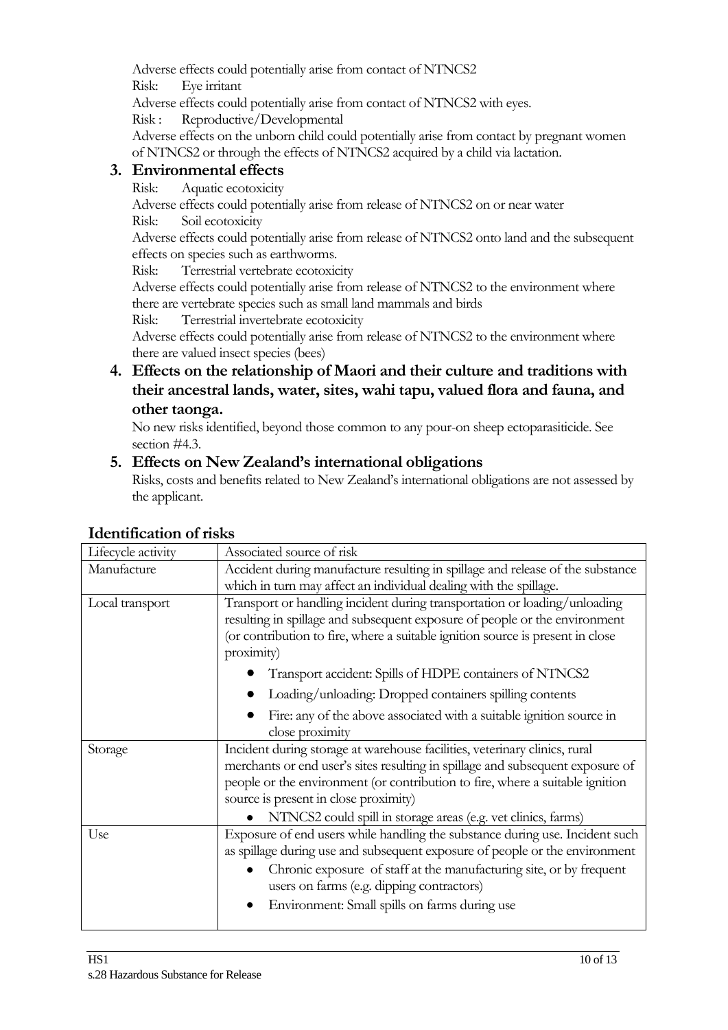Adverse effects could potentially arise from contact of NTNCS2

Risk: Eye irritant

Adverse effects could potentially arise from contact of NTNCS2 with eyes.

Risk : Reproductive/Developmental

Adverse effects on the unborn child could potentially arise from contact by pregnant women of NTNCS2 or through the effects of NTNCS2 acquired by a child via lactation.

### 3. Environmental effects

Risk: Aquatic ecotoxicity

Adverse effects could potentially arise from release of NTNCS2 on or near water

Risk: Soil ecotoxicity

Adverse effects could potentially arise from release of NTNCS2 onto land and the subsequent effects on species such as earthworms.

Risk: Terrestrial vertebrate ecotoxicity

Adverse effects could potentially arise from release of NTNCS2 to the environment where there are vertebrate species such as small land mammals and birds

Risk: Terrestrial invertebrate ecotoxicity

Adverse effects could potentially arise from release of NTNCS2 to the environment where there are valued insect species (bees)

### 4. Effects on the relationship of Maori and their culture and traditions with their ancestral lands, water, sites, wahi tapu, valued flora and fauna, and other taonga.

No new risks identified, beyond those common to any pour-on sheep ectoparasiticide. See section #4.3.

### 5. Effects on New Zealand's international obligations

Risks, costs and benefits related to New Zealand's international obligations are not assessed by the applicant.

## Identification of risks

| Lifecycle activity | Associated source of risk |
|---|---|
| Manufacture | Accident during manufacture resulting in spillage and release of the substance which in turn may affect an individual dealing with the spillage. |
| Local transport | Transport or handling incident during transportation or loading/unloading resulting in spillage and subsequent exposure of people or the environment (or contribution to fire, where a suitable ignition source is present in close proximity)<br>• Transport accident: Spills of HDPE containers of NTNCS2<br>• Loading/unloading: Dropped containers spilling contents<br>• Fire: any of the above associated with a suitable ignition source in close proximity |
| Storage | Incident during storage at warehouse facilities, veterinary clinics, rural merchants or end user's sites resulting in spillage and subsequent exposure of people or the environment (or contribution to fire, where a suitable ignition source is present in close proximity)<br>• NTNCS2 could spill in storage areas (e.g. vet clinics, farms) |
| Use | Exposure of end users while handling the substance during use. Incident such as spillage during use and subsequent exposure of people or the environment<br>• Chronic exposure of staff at the manufacturing site, or by frequent users on farms (e.g. dipping contractors)<br>• Environment: Small spills on farms during use |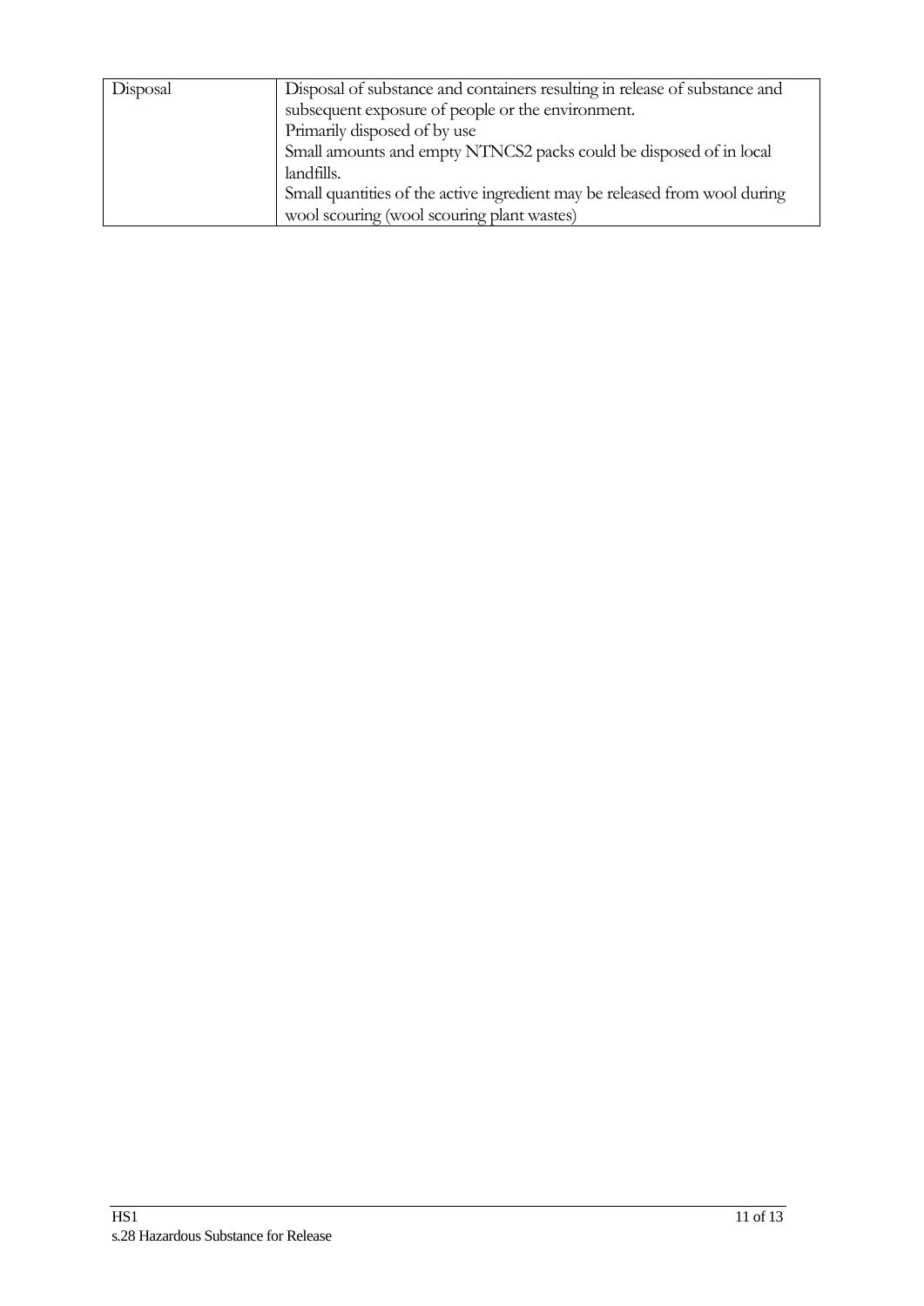| | |
|---|---|
| Disposal | Disposal of substance and containers resulting in release of substance and subsequent exposure of people or the environment.<br>Primarily disposed of by use<br>Small amounts and empty NTNCS2 packs could be disposed of in local landfills.<br>Small quantities of the active ingredient may be released from wool during wool scouring (wool scouring plant wastes) |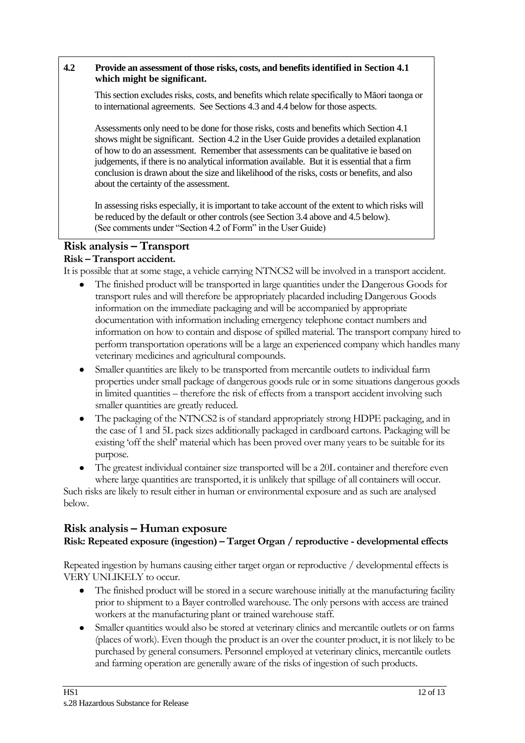**4.2 Provide an assessment of those risks, costs, and benefits identified in Section 4.1 which might be significant.**

This section excludes risks, costs, and benefits which relate specifically to Māori taonga or to international agreements. See Sections 4.3 and 4.4 below for those aspects.

Assessments only need to be done for those risks, costs and benefits which Section 4.1 shows might be significant. Section 4.2 in the User Guide provides a detailed explanation of how to do an assessment. Remember that assessments can be qualitative ie based on judgements, if there is no analytical information available. But it is essential that a firm conclusion is drawn about the size and likelihood of the risks, costs or benefits, and also about the certainty of the assessment.

In assessing risks especially, it is important to take account of the extent to which risks will be reduced by the default or other controls (see Section 3.4 above and 4.5 below). (See comments under "Section 4.2 of Form" in the User Guide)

## Risk analysis – Transport

### Risk – Transport accident.

It is possible that at some stage, a vehicle carrying NTNCS2 will be involved in a transport accident.

- The finished product will be transported in large quantities under the Dangerous Goods for transport rules and will therefore be appropriately placarded including Dangerous Goods information on the immediate packaging and will be accompanied by appropriate documentation with information including emergency telephone contact numbers and information on how to contain and dispose of spilled material. The transport company hired to perform transportation operations will be a large an experienced company which handles many veterinary medicines and agricultural compounds.
- Smaller quantities are likely to be transported from mercantile outlets to individual farm properties under small package of dangerous goods rule or in some situations dangerous goods in limited quantities – therefore the risk of effects from a transport accident involving such smaller quantities are greatly reduced.
- The packaging of the NTNCS2 is of standard appropriately strong HDPE packaging, and in the case of 1 and 5L pack sizes additionally packaged in cardboard cartons. Packaging will be existing 'off the shelf' material which has been proved over many years to be suitable for its purpose.
- The greatest individual container size transported will be a 20L container and therefore even where large quantities are transported, it is unlikely that spillage of all containers will occur.

Such risks are likely to result either in human or environmental exposure and as such are analysed below.

## Risk analysis – Human exposure

### Risk: Repeated exposure (ingestion) – Target Organ / reproductive - developmental effects

Repeated ingestion by humans causing either target organ or reproductive / developmental effects is VERY UNLIKELY to occur.

- The finished product will be stored in a secure warehouse initially at the manufacturing facility prior to shipment to a Bayer controlled warehouse. The only persons with access are trained workers at the manufacturing plant or trained warehouse staff.
- Smaller quantities would also be stored at veterinary clinics and mercantile outlets or on farms (places of work). Even though the product is an over the counter product, it is not likely to be purchased by general consumers. Personnel employed at veterinary clinics, mercantile outlets and farming operation are generally aware of the risks of ingestion of such products.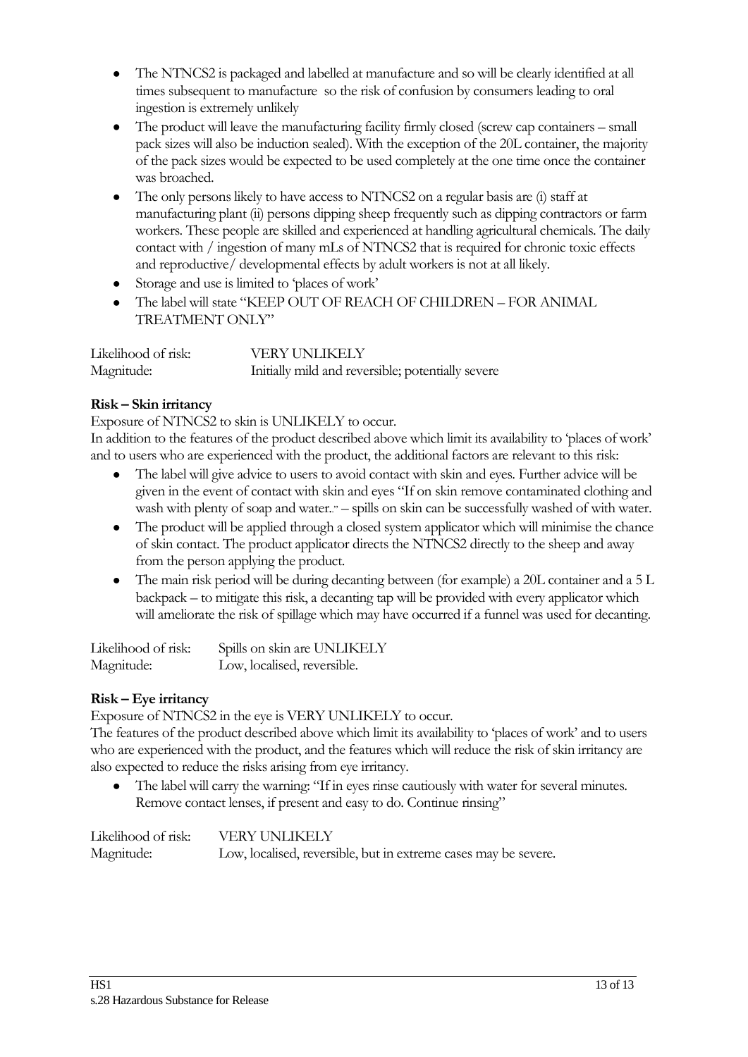- The NTNCS2 is packaged and labelled at manufacture and so will be clearly identified at all times subsequent to manufacture so the risk of confusion by consumers leading to oral ingestion is extremely unlikely
- The product will leave the manufacturing facility firmly closed (screw cap containers – small pack sizes will also be induction sealed). With the exception of the 20L container, the majority of the pack sizes would be expected to be used completely at the one time once the container was broached.
- The only persons likely to have access to NTNCS2 on a regular basis are (i) staff at manufacturing plant (ii) persons dipping sheep frequently such as dipping contractors or farm workers. These people are skilled and experienced at handling agricultural chemicals. The daily contact with / ingestion of many mLs of NTNCS2 that is required for chronic toxic effects and reproductive/ developmental effects by adult workers is not at all likely.
- Storage and use is limited to 'places of work'
- The label will state "KEEP OUT OF REACH OF CHILDREN – FOR ANIMAL TREATMENT ONLY"

| | |
|---|---|
| Likelihood of risk: | VERY UNLIKELY |
| Magnitude: | Initially mild and reversible; potentially severe |

**Risk – Skin irritancy**

Exposure of NTNCS2 to skin is UNLIKELY to occur.

In addition to the features of the product described above which limit its availability to 'places of work' and to users who are experienced with the product, the additional factors are relevant to this risk:

- The label will give advice to users to avoid contact with skin and eyes. Further advice will be given in the event of contact with skin and eyes "If on skin remove contaminated clothing and wash with plenty of soap and water.." – spills on skin can be successfully washed of with water.
- The product will be applied through a closed system applicator which will minimise the chance of skin contact. The product applicator directs the NTNCS2 directly to the sheep and away from the person applying the product.
- The main risk period will be during decanting between (for example) a 20L container and a 5 L backpack – to mitigate this risk, a decanting tap will be provided with every applicator which will ameliorate the risk of spillage which may have occurred if a funnel was used for decanting.

| | |
|---|---|
| Likelihood of risk: | Spills on skin are UNLIKELY |
| Magnitude: | Low, localised, reversible. |

**Risk – Eye irritancy**

Exposure of NTNCS2 in the eye is VERY UNLIKELY to occur.

The features of the product described above which limit its availability to 'places of work' and to users who are experienced with the product, and the features which will reduce the risk of skin irritancy are also expected to reduce the risks arising from eye irritancy.

- The label will carry the warning: "If in eyes rinse cautiously with water for several minutes. Remove contact lenses, if present and easy to do. Continue rinsing"

| | |
|---|---|
| Likelihood of risk: | VERY UNLIKELY |
| Magnitude: | Low, localised, reversible, but in extreme cases may be severe. |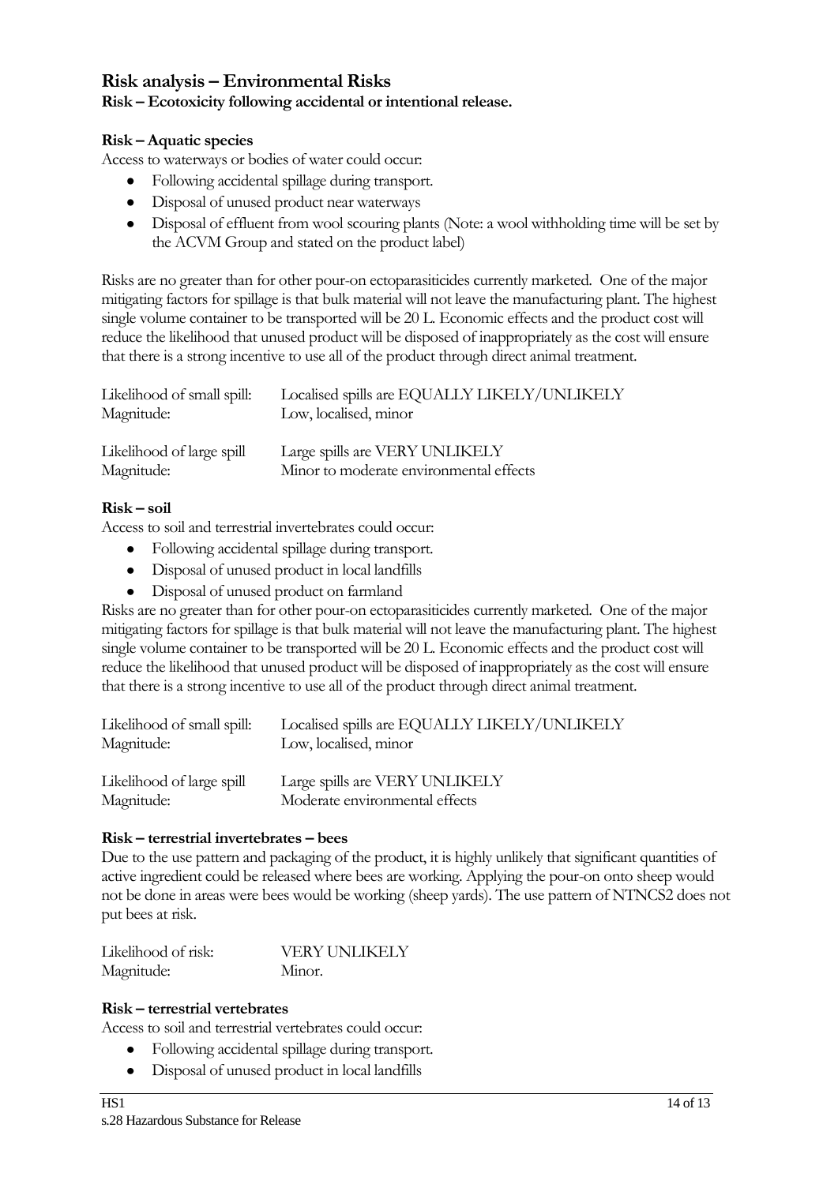## Risk analysis – Environmental Risks

**Risk – Ecotoxicity following accidental or intentional release.**

**Risk – Aquatic species**

Access to waterways or bodies of water could occur:

- Following accidental spillage during transport.
- Disposal of unused product near waterways
- Disposal of effluent from wool scouring plants (Note: a wool withholding time will be set by the ACVM Group and stated on the product label)

Risks are no greater than for other pour-on ectoparasiticides currently marketed. One of the major mitigating factors for spillage is that bulk material will not leave the manufacturing plant. The highest single volume container to be transported will be 20 L. Economic effects and the product cost will reduce the likelihood that unused product will be disposed of inappropriately as the cost will ensure that there is a strong incentive to use all of the product through direct animal treatment.

| | |
|---|---|
| Likelihood of small spill: | Localised spills are EQUALLY LIKELY/UNLIKELY |
| Magnitude: | Low, localised, minor |
| Likelihood of large spill | Large spills are VERY UNLIKELY |
| Magnitude: | Minor to moderate environmental effects |

**Risk – soil**

Access to soil and terrestrial invertebrates could occur:

- Following accidental spillage during transport.
- Disposal of unused product in local landfills
- Disposal of unused product on farmland

Risks are no greater than for other pour-on ectoparasiticides currently marketed. One of the major mitigating factors for spillage is that bulk material will not leave the manufacturing plant. The highest single volume container to be transported will be 20 L. Economic effects and the product cost will reduce the likelihood that unused product will be disposed of inappropriately as the cost will ensure that there is a strong incentive to use all of the product through direct animal treatment.

| | |
|---|---|
| Likelihood of small spill: | Localised spills are EQUALLY LIKELY/UNLIKELY |
| Magnitude: | Low, localised, minor |
| Likelihood of large spill | Large spills are VERY UNLIKELY |
| Magnitude: | Moderate environmental effects |

**Risk – terrestrial invertebrates – bees**

Due to the use pattern and packaging of the product, it is highly unlikely that significant quantities of active ingredient could be released where bees are working. Applying the pour-on onto sheep would not be done in areas were bees would be working (sheep yards). The use pattern of NTNCS2 does not put bees at risk.

| | |
|---|---|
| Likelihood of risk: | VERY UNLIKELY |
| Magnitude: | Minor. |

**Risk – terrestrial vertebrates**

Access to soil and terrestrial vertebrates could occur:

- Following accidental spillage during transport.
- Disposal of unused product in local landfills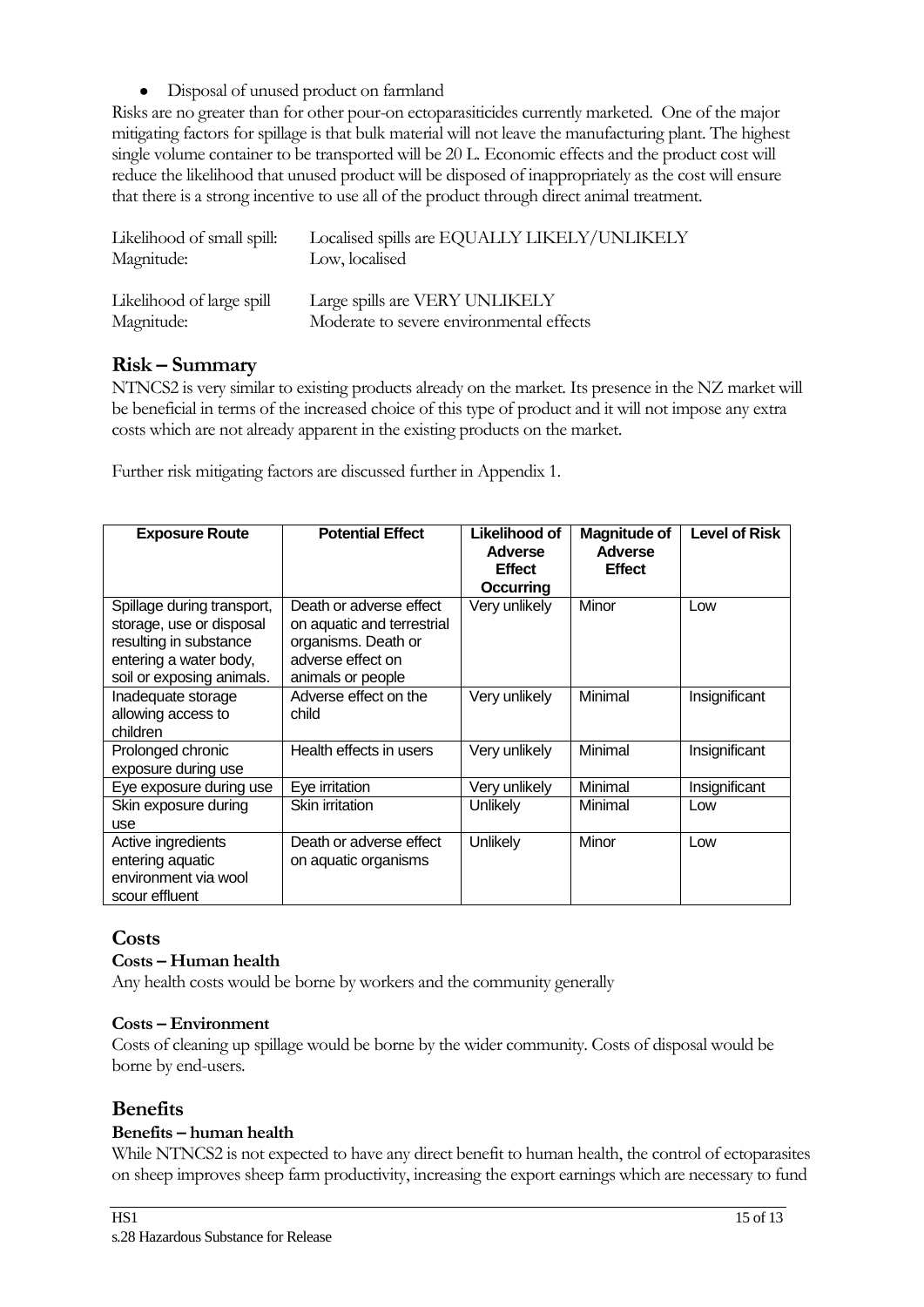- Disposal of unused product on farmland

Risks are no greater than for other pour-on ectoparasiticides currently marketed. One of the major mitigating factors for spillage is that bulk material will not leave the manufacturing plant. The highest single volume container to be transported will be 20 L. Economic effects and the product cost will reduce the likelihood that unused product will be disposed of inappropriately as the cost will ensure that there is a strong incentive to use all of the product through direct animal treatment.

Likelihood of small spill: Localised spills are EQUALLY LIKELY/UNLIKELY
Magnitude: Low, localised

Likelihood of large spill: Large spills are VERY UNLIKELY
Magnitude: Moderate to severe environmental effects

## Risk – Summary

NTNCS2 is very similar to existing products already on the market. Its presence in the NZ market will be beneficial in terms of the increased choice of this type of product and it will not impose any extra costs which are not already apparent in the existing products on the market.

Further risk mitigating factors are discussed further in Appendix 1.

| Exposure Route | Potential Effect | Likelihood of Adverse Effect Occurring | Magnitude of Adverse Effect | Level of Risk |
|---|---|---|---|---|
| Spillage during transport, storage, use or disposal resulting in substance entering a water body, soil or exposing animals. | Death or adverse effect on aquatic and terrestrial organisms. Death or adverse effect on animals or people | Very unlikely | Minor | Low |
| Inadequate storage allowing access to children | Adverse effect on the child | Very unlikely | Minimal | Insignificant |
| Prolonged chronic exposure during use | Health effects in users | Very unlikely | Minimal | Insignificant |
| Eye exposure during use | Eye irritation | Very unlikely | Minimal | Insignificant |
| Skin exposure during use | Skin irritation | Unlikely | Minimal | Low |
| Active ingredients entering aquatic environment via wool scour effluent | Death or adverse effect on aquatic organisms | Unlikely | Minor | Low |

## Costs

### Costs – Human health

Any health costs would be borne by workers and the community generally

### Costs – Environment

Costs of cleaning up spillage would be borne by the wider community. Costs of disposal would be borne by end-users.

## Benefits

### Benefits – human health

While NTNCS2 is not expected to have any direct benefit to human health, the control of ectoparasites on sheep improves sheep farm productivity, increasing the export earnings which are necessary to fund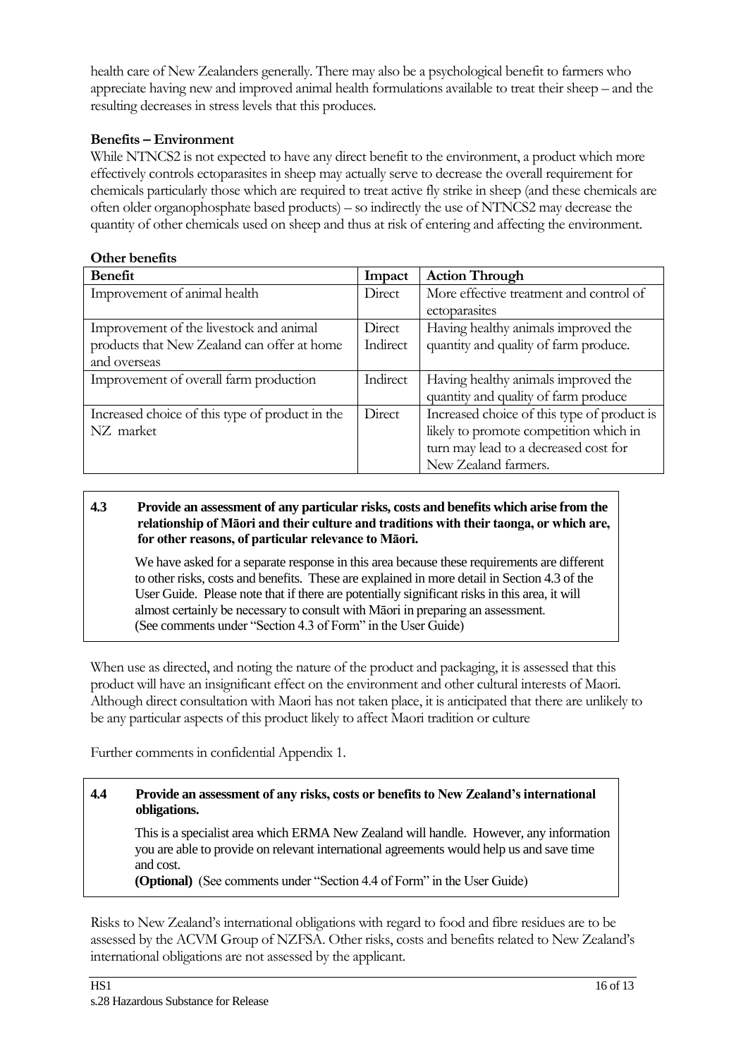health care of New Zealanders generally. There may also be a psychological benefit to farmers who appreciate having new and improved animal health formulations available to treat their sheep – and the resulting decreases in stress levels that this produces.

**Benefits – Environment**

While NTNCS2 is not expected to have any direct benefit to the environment, a product which more effectively controls ectoparasites in sheep may actually serve to decrease the overall requirement for chemicals particularly those which are required to treat active fly strike in sheep (and these chemicals are often older organophosphate based products) – so indirectly the use of NTNCS2 may decrease the quantity of other chemicals used on sheep and thus at risk of entering and affecting the environment.

**Other benefits**

| Benefit | Impact | Action Through |
|---|---|---|
| Improvement of animal health | Direct | More effective treatment and control of ectoparasites |
| Improvement of the livestock and animal products that New Zealand can offer at home and overseas | Direct Indirect | Having healthy animals improved the quantity and quality of farm produce. |
| Improvement of overall farm production | Indirect | Having healthy animals improved the quantity and quality of farm produce |
| Increased choice of this type of product in the NZ market | Direct | Increased choice of this type of product is likely to promote competition which in turn may lead to a decreased cost for New Zealand farmers. |

> **4.3 Provide an assessment of any particular risks, costs and benefits which arise from the relationship of Māori and their culture and traditions with their taonga, or which are, for other reasons, of particular relevance to Māori.**
>
> We have asked for a separate response in this area because these requirements are different to other risks, costs and benefits. These are explained in more detail in Section 4.3 of the User Guide. Please note that if there are potentially significant risks in this area, it will almost certainly be necessary to consult with Māori in preparing an assessment. (See comments under "Section 4.3 of Form" in the User Guide)

When use as directed, and noting the nature of the product and packaging, it is assessed that this product will have an insignificant effect on the environment and other cultural interests of Maori. Although direct consultation with Maori has not taken place, it is anticipated that there are unlikely to be any particular aspects of this product likely to affect Maori tradition or culture

Further comments in confidential Appendix 1.

> **4.4 Provide an assessment of any risks, costs or benefits to New Zealand's international obligations.**
>
> This is a specialist area which ERMA New Zealand will handle. However, any information you are able to provide on relevant international agreements would help us and save time and cost.
>
> **(Optional)** (See comments under "Section 4.4 of Form" in the User Guide)

Risks to New Zealand's international obligations with regard to food and fibre residues are to be assessed by the ACVM Group of NZFSA. Other risks, costs and benefits related to New Zealand's international obligations are not assessed by the applicant.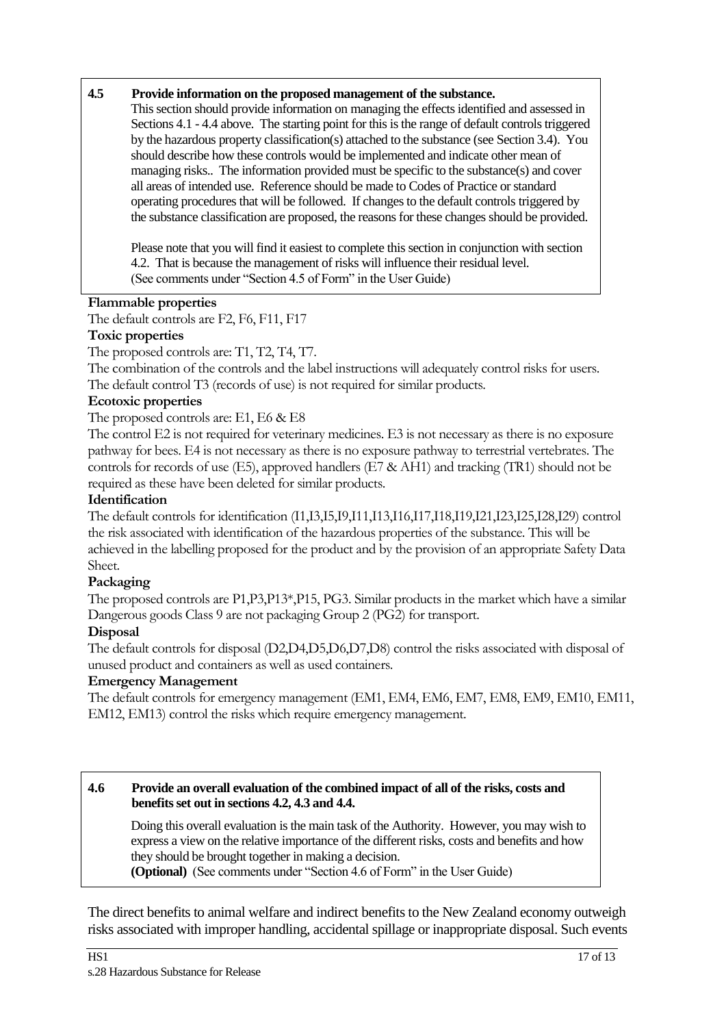**4.5 Provide information on the proposed management of the substance.**

This section should provide information on managing the effects identified and assessed in Sections 4.1 - 4.4 above. The starting point for this is the range of default controls triggered by the hazardous property classification(s) attached to the substance (see Section 3.4). You should describe how these controls would be implemented and indicate other mean of managing risks.. The information provided must be specific to the substance(s) and cover all areas of intended use. Reference should be made to Codes of Practice or standard operating procedures that will be followed. If changes to the default controls triggered by the substance classification are proposed, the reasons for these changes should be provided.

Please note that you will find it easiest to complete this section in conjunction with section 4.2. That is because the management of risks will influence their residual level. (See comments under "Section 4.5 of Form" in the User Guide)

**Flammable properties**

The default controls are F2, F6, F11, F17

**Toxic properties**

The proposed controls are: T1, T2, T4, T7.

The combination of the controls and the label instructions will adequately control risks for users. The default control T3 (records of use) is not required for similar products.

**Ecotoxic properties**

The proposed controls are: E1, E6 & E8

The control E2 is not required for veterinary medicines. E3 is not necessary as there is no exposure pathway for bees. E4 is not necessary as there is no exposure pathway to terrestrial vertebrates. The controls for records of use (E5), approved handlers (E7 & AH1) and tracking (TR1) should not be required as these have been deleted for similar products.

**Identification**

The default controls for identification (I1,I3,I5,I9,I11,I13,I16,I17,I18,I19,I21,I23,I25,I28,I29) control the risk associated with identification of the hazardous properties of the substance. This will be achieved in the labelling proposed for the product and by the provision of an appropriate Safety Data Sheet.

**Packaging**

The proposed controls are P1,P3,P13*,P15, PG3. Similar products in the market which have a similar Dangerous goods Class 9 are not packaging Group 2 (PG2) for transport.

**Disposal**

The default controls for disposal (D2,D4,D5,D6,D7,D8) control the risks associated with disposal of unused product and containers as well as used containers.

**Emergency Management**

The default controls for emergency management (EM1, EM4, EM6, EM7, EM8, EM9, EM10, EM11, EM12, EM13) control the risks which require emergency management.

**4.6 Provide an overall evaluation of the combined impact of all of the risks, costs and benefits set out in sections 4.2, 4.3 and 4.4.**

Doing this overall evaluation is the main task of the Authority. However, you may wish to express a view on the relative importance of the different risks, costs and benefits and how they should be brought together in making a decision.
**(Optional)** (See comments under "Section 4.6 of Form" in the User Guide)

The direct benefits to animal welfare and indirect benefits to the New Zealand economy outweigh risks associated with improper handling, accidental spillage or inappropriate disposal. Such events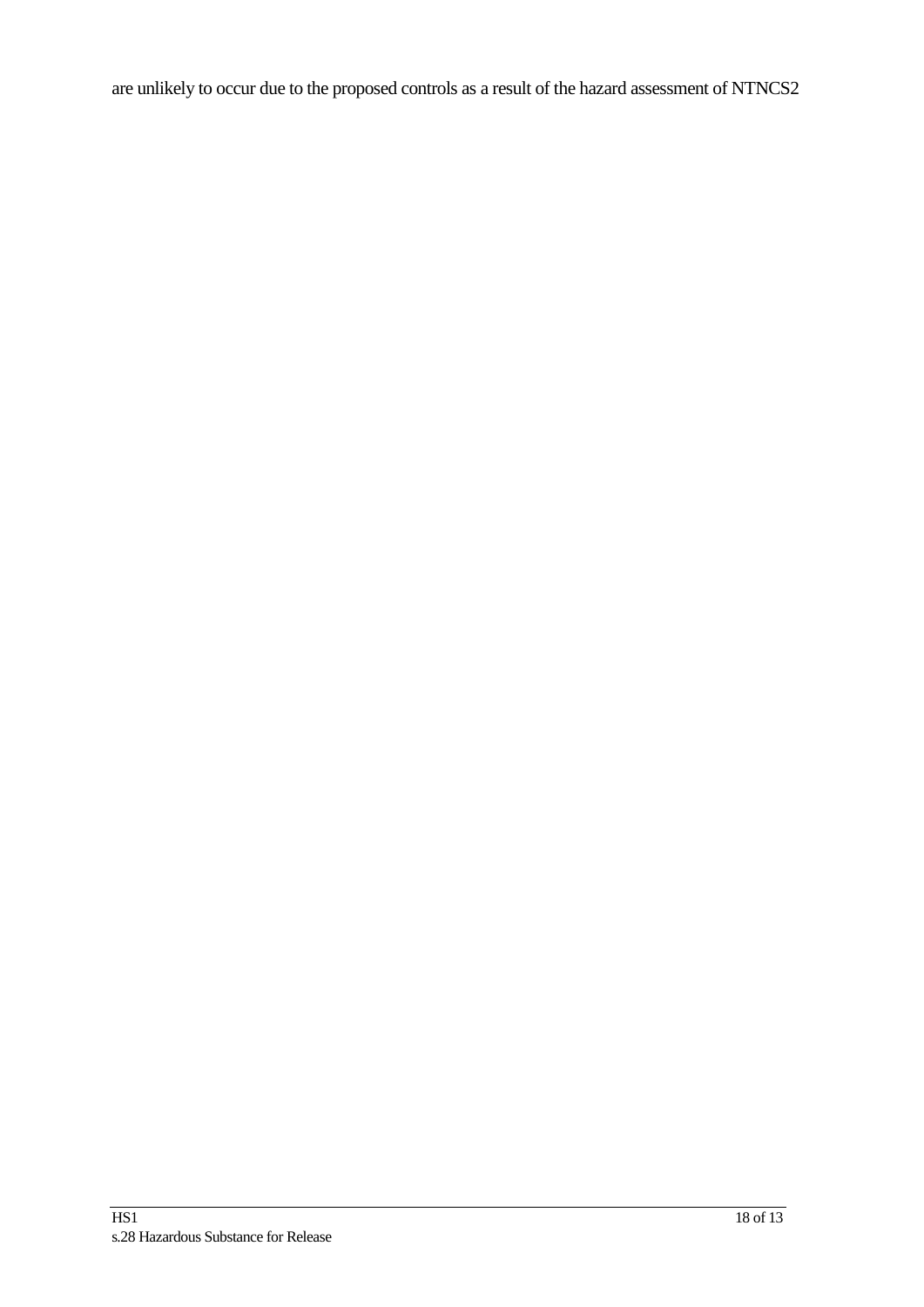are unlikely to occur due to the proposed controls as a result of the hazard assessment of NTNCS2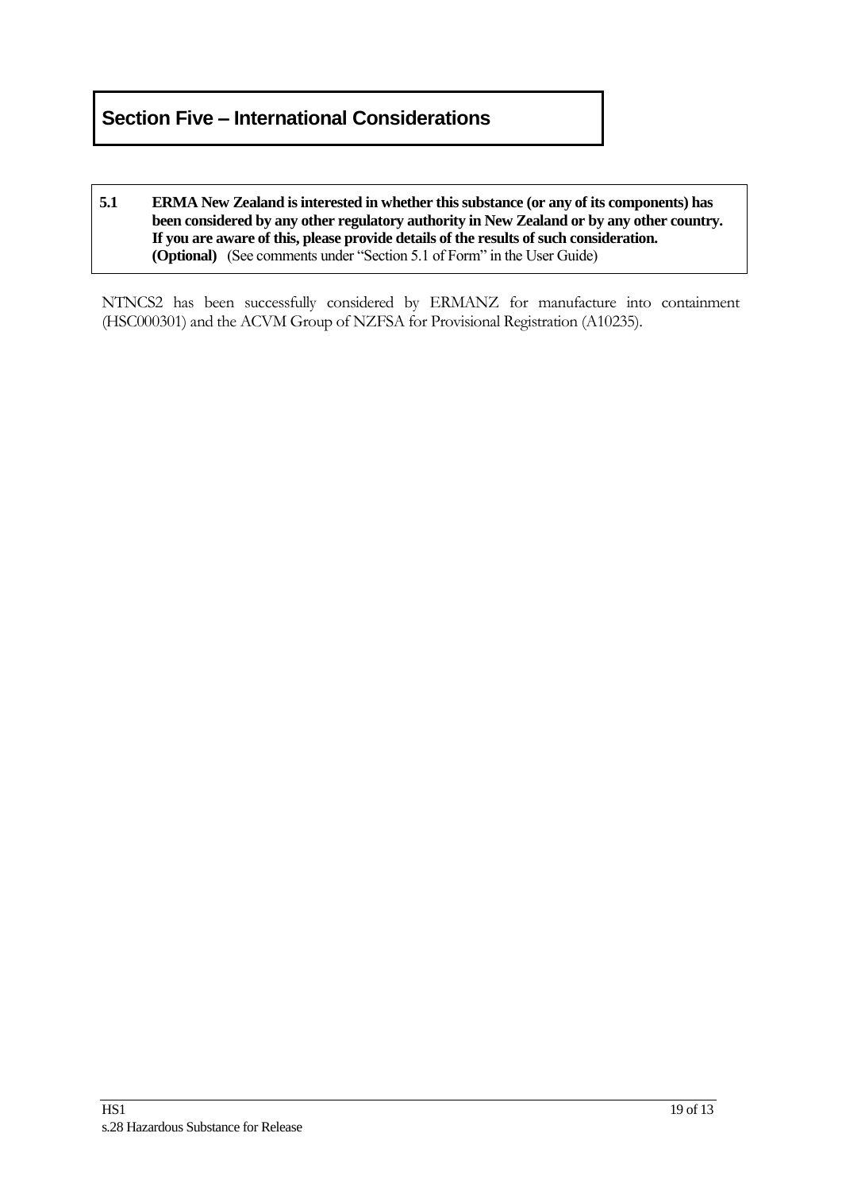## Section Five – International Considerations

**5.1 ERMA New Zealand is interested in whether this substance (or any of its components) has been considered by any other regulatory authority in New Zealand or by any other country. If you are aware of this, please provide details of the results of such consideration. (Optional)** (See comments under "Section 5.1 of Form" in the User Guide)

NTNCS2 has been successfully considered by ERMANZ for manufacture into containment (HSC000301) and the ACVM Group of NZFSA for Provisional Registration (A10235).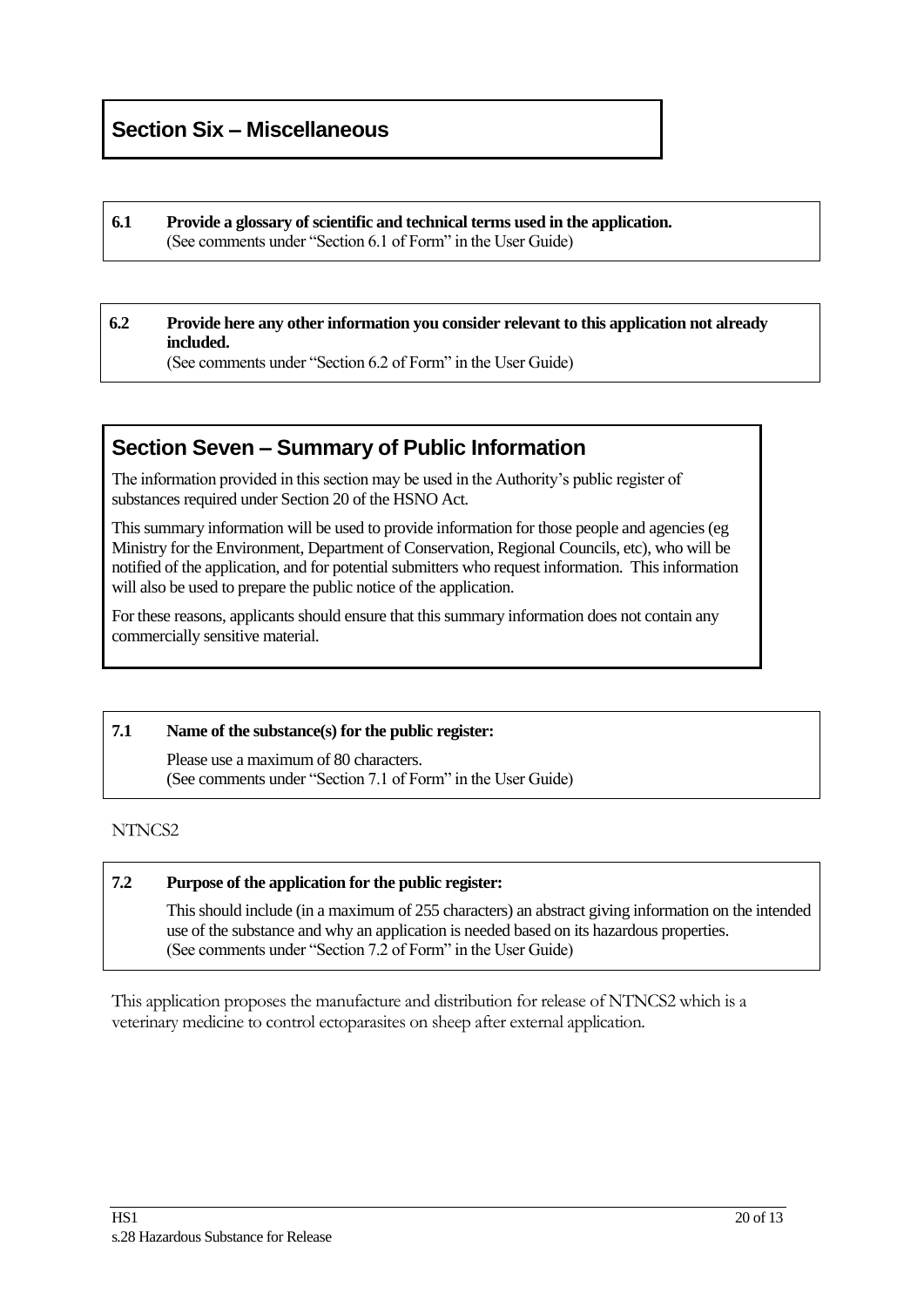## Section Six – Miscellaneous

**6.1 Provide a glossary of scientific and technical terms used in the application.**
(See comments under "Section 6.1 of Form" in the User Guide)

**6.2 Provide here any other information you consider relevant to this application not already included.**
(See comments under "Section 6.2 of Form" in the User Guide)

## Section Seven – Summary of Public Information

The information provided in this section may be used in the Authority's public register of substances required under Section 20 of the HSNO Act.

This summary information will be used to provide information for those people and agencies (eg Ministry for the Environment, Department of Conservation, Regional Councils, etc), who will be notified of the application, and for potential submitters who request information. This information will also be used to prepare the public notice of the application.

For these reasons, applicants should ensure that this summary information does not contain any commercially sensitive material.

**7.1 Name of the substance(s) for the public register:**

Please use a maximum of 80 characters.
(See comments under "Section 7.1 of Form" in the User Guide)

NTNCS2

**7.2 Purpose of the application for the public register:**

This should include (in a maximum of 255 characters) an abstract giving information on the intended use of the substance and why an application is needed based on its hazardous properties.
(See comments under "Section 7.2 of Form" in the User Guide)

This application proposes the manufacture and distribution for release of NTNCS2 which is a veterinary medicine to control ectoparasites on sheep after external application.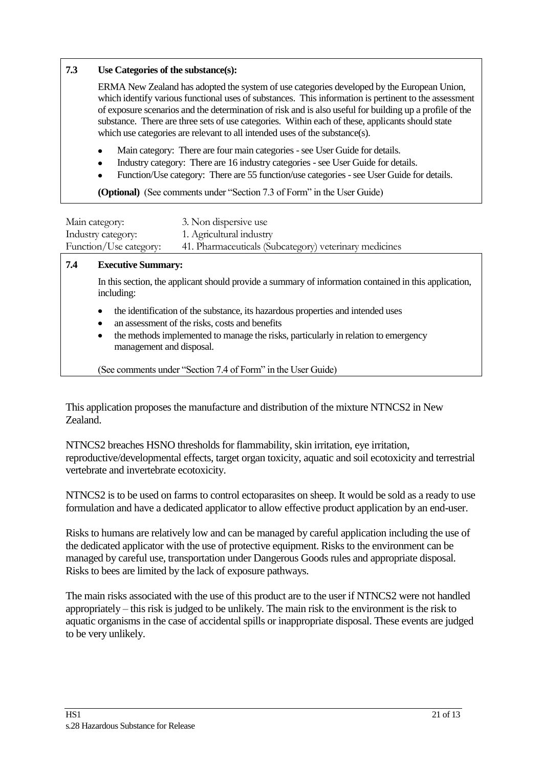**7.3 Use Categories of the substance(s):**

ERMA New Zealand has adopted the system of use categories developed by the European Union, which identify various functional uses of substances. This information is pertinent to the assessment of exposure scenarios and the determination of risk and is also useful for building up a profile of the substance. There are three sets of use categories. Within each of these, applicants should state which use categories are relevant to all intended uses of the substance(s).

- Main category: There are four main categories - see User Guide for details.
- Industry category: There are 16 industry categories - see User Guide for details.
- Function/Use category: There are 55 function/use categories - see User Guide for details.

**(Optional)** (See comments under "Section 7.3 of Form" in the User Guide)

| | |
|---|---|
| Main category: | 3. Non dispersive use |
| Industry category: | 1. Agricultural industry |
| Function/Use category: | 41. Pharmaceuticals (Subcategory) veterinary medicines |

**7.4 Executive Summary:**

In this section, the applicant should provide a summary of information contained in this application, including:

- the identification of the substance, its hazardous properties and intended uses
- an assessment of the risks, costs and benefits
- the methods implemented to manage the risks, particularly in relation to emergency management and disposal.

(See comments under "Section 7.4 of Form" in the User Guide)

This application proposes the manufacture and distribution of the mixture NTNCS2 in New Zealand.

NTNCS2 breaches HSNO thresholds for flammability, skin irritation, eye irritation, reproductive/developmental effects, target organ toxicity, aquatic and soil ecotoxicity and terrestrial vertebrate and invertebrate ecotoxicity.

NTNCS2 is to be used on farms to control ectoparasites on sheep. It would be sold as a ready to use formulation and have a dedicated applicator to allow effective product application by an end-user.

Risks to humans are relatively low and can be managed by careful application including the use of the dedicated applicator with the use of protective equipment. Risks to the environment can be managed by careful use, transportation under Dangerous Goods rules and appropriate disposal. Risks to bees are limited by the lack of exposure pathways.

The main risks associated with the use of this product are to the user if NTNCS2 were not handled appropriately – this risk is judged to be unlikely. The main risk to the environment is the risk to aquatic organisms in the case of accidental spills or inappropriate disposal. These events are judged to be very unlikely.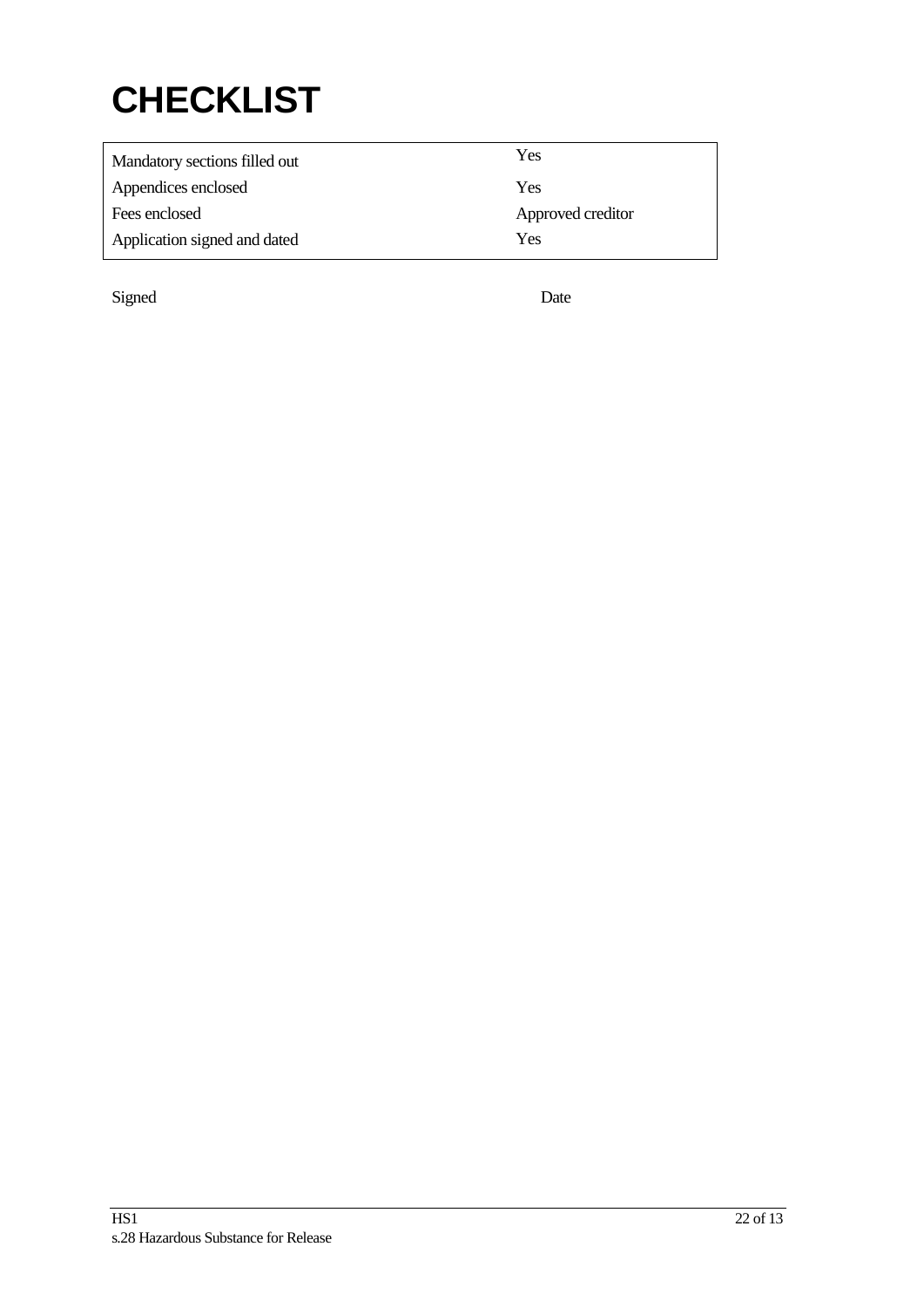# CHECKLIST

| | |
|---|---|
| Mandatory sections filled out | Yes |
| Appendices enclosed | Yes |
| Fees enclosed | Approved creditor |
| Application signed and dated | Yes |

Signed                                                                                    Date